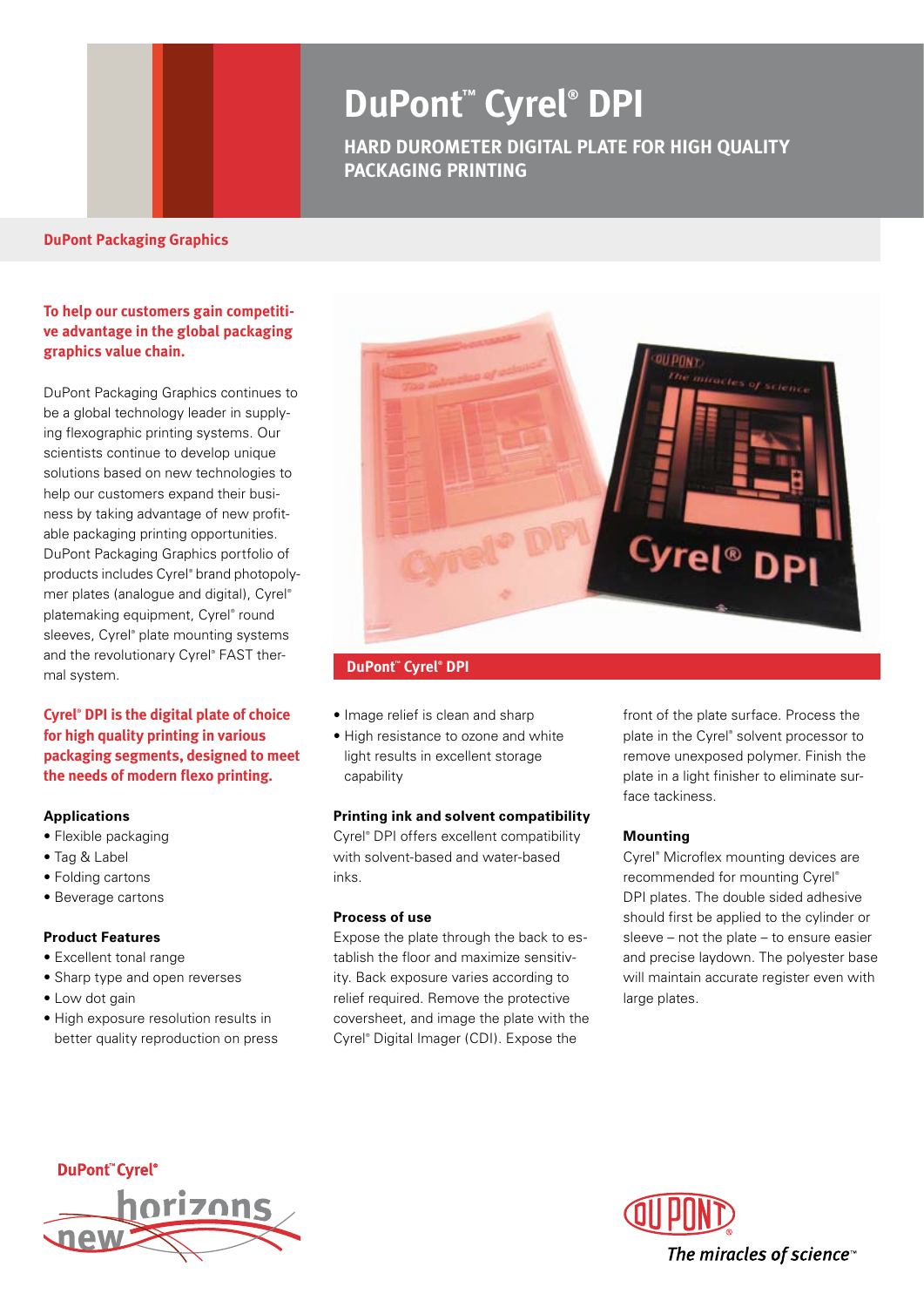# DuPont™ Cyrel® DPI

## HARD DUROMETER DIGITAL PLATE FOR HIGH QUALITY PACKAGING PRINTING

**DuPont Packaging Graphics**

**To help our customers gain competitive advantage in the global packaging graphics value chain.**

DuPont Packaging Graphics continues to be a global technology leader in supplying flexographic printing systems. Our scientists continue to develop unique solutions based on new technologies to help our customers expand their business by taking advantage of new profitable packaging printing opportunities. DuPont Packaging Graphics portfolio of products includes Cyrel® brand photopolymer plates (analogue and digital), Cyrel® platemaking equipment, Cyrel® round sleeves, Cyrel® plate mounting systems and the revolutionary Cyrel® FAST thermal system.

**Cyrel® DPI is the digital plate of choice for high quality printing in various packaging segments, designed to meet the needs of modern flexo printing.**

### Applications

- Flexible packaging
- Tag & Label
- Folding cartons
- Beverage cartons

### Product Features

- Excellent tonal range
- Sharp type and open reverses
- Low dot gain
- High exposure resolution results in better quality reproduction on press
- Image relief is clean and sharp
- High resistance to ozone and white light results in excellent storage capability

DuPont™ Cyrel® DPI

### Printing ink and solvent compatibility

Cyrel® DPI offers excellent compatibility with solvent-based and water-based inks.

### Process of use

Expose the plate through the back to establish the floor and maximize sensitivity. Back exposure varies according to relief required. Remove the protective coversheet, and image the plate with the Cyrel® Digital Imager (CDI). Expose the front of the plate surface. Process the plate in the Cyrel® solvent processor to remove unexposed polymer. Finish the plate in a light finisher to eliminate surface tackiness.

### Mounting

Cyrel® Microflex mounting devices are recommended for mounting Cyrel® DPI plates. The double sided adhesive should first be applied to the cylinder or sleeve – not the plate – to ensure easier and precise laydown. The polyester base will maintain accurate register even with large plates.

DuPont™ Cyrel® new horizons

The miracles of science™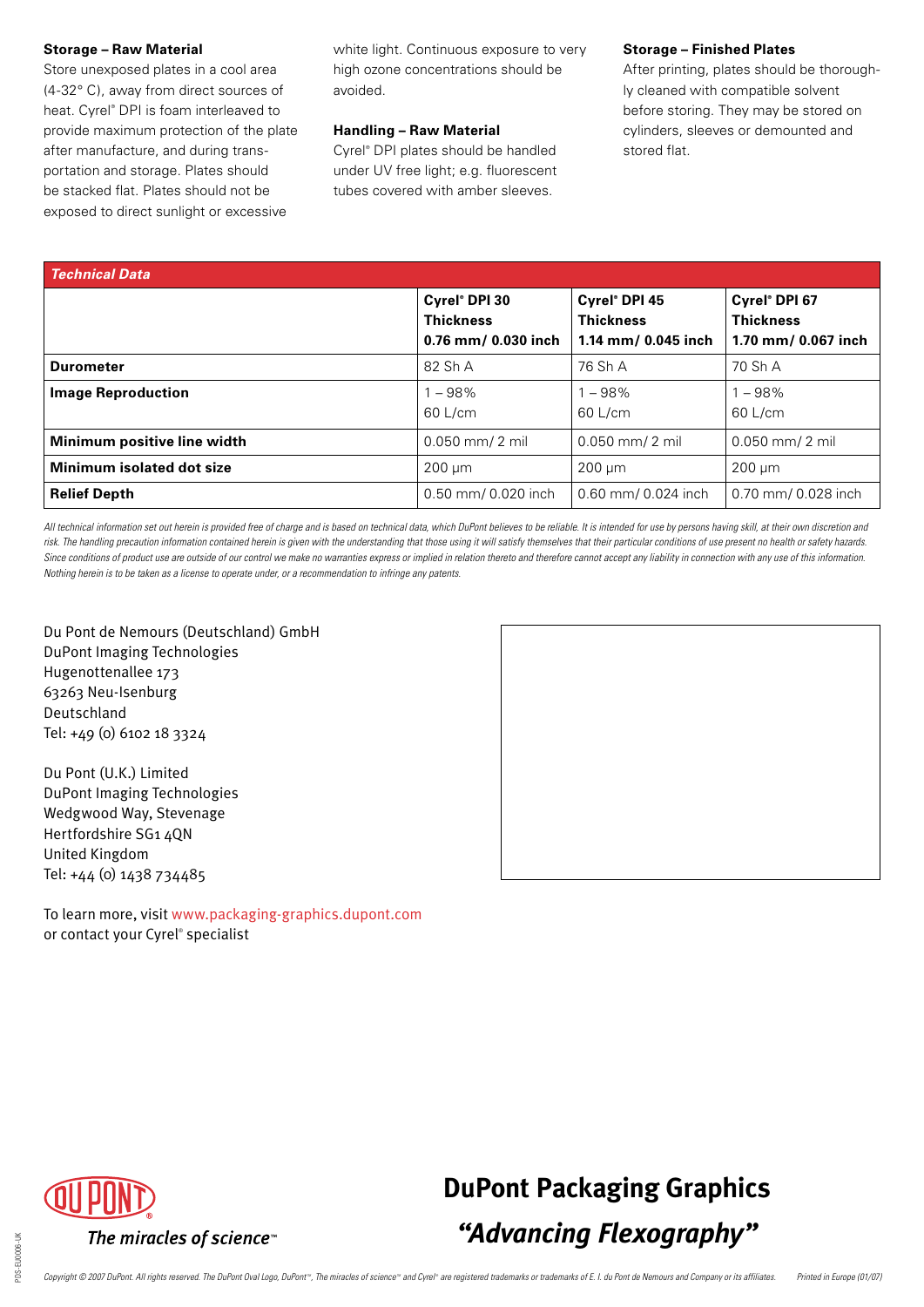**Storage – Raw Material**

Store unexposed plates in a cool area (4-32° C), away from direct sources of heat. Cyrel® DPI is foam interleaved to provide maximum protection of the plate after manufacture, and during transportation and storage. Plates should be stacked flat. Plates should not be exposed to direct sunlight or excessive white light. Continuous exposure to very high ozone concentrations should be avoided.

**Handling – Raw Material**

Cyrel® DPI plates should be handled under UV free light; e.g. fluorescent tubes covered with amber sleeves.

**Storage – Finished Plates**

After printing, plates should be thoroughly cleaned with compatible solvent before storing. They may be stored on cylinders, sleeves or demounted and stored flat.

| *Technical Data* | Cyrel® DPI 30 Thickness 0.76 mm/ 0.030 inch | Cyrel® DPI 45 Thickness 1.14 mm/ 0.045 inch | Cyrel® DPI 67 Thickness 1.70 mm/ 0.067 inch |
|---|---|---|---|
| **Durometer** | 82 Sh A | 76 Sh A | 70 Sh A |
| **Image Reproduction** | 1 – 98% 60 L/cm | 1 – 98% 60 L/cm | 1 – 98% 60 L/cm |
| **Minimum positive line width** | 0.050 mm/ 2 mil | 0.050 mm/ 2 mil | 0.050 mm/ 2 mil |
| **Minimum isolated dot size** | 200 µm | 200 µm | 200 µm |
| **Relief Depth** | 0.50 mm/ 0.020 inch | 0.60 mm/ 0.024 inch | 0.70 mm/ 0.028 inch |

*All technical information set out herein is provided free of charge and is based on technical data, which DuPont believes to be reliable. It is intended for use by persons having skill, at their own discretion and risk. The handling precaution information contained herein is given with the understanding that those using it will satisfy themselves that their particular conditions of use present no health or safety hazards. Since conditions of product use are outside of our control we make no warranties express or implied in relation thereto and therefore cannot accept any liability in connection with any use of this information. Nothing herein is to be taken as a license to operate under, or a recommendation to infringe any patents.*

Du Pont de Nemours (Deutschland) GmbH
DuPont Imaging Technologies
Hugenottenallee 173
63263 Neu-Isenburg
Deutschland
Tel: +49 (0) 6102 18 3324

Du Pont (U.K.) Limited
DuPont Imaging Technologies
Wedgwood Way, Stevenage
Hertfordshire SG1 4QN
United Kingdom
Tel: +44 (0) 1438 734485

To learn more, visit www.packaging-graphics.dupont.com
or contact your Cyrel® specialist

The miracles of science™

## DuPont Packaging Graphics

*“Advancing Flexography”*

PDS-EU0006-UK

*Copyright © 2007 DuPont. All rights reserved. The DuPont Oval Logo, DuPont™, The miracles of science™ and Cyrel® are registered trademarks or trademarks of E. I. du Pont de Nemours and Company or its affiliates. Printed in Europe (01/07)*